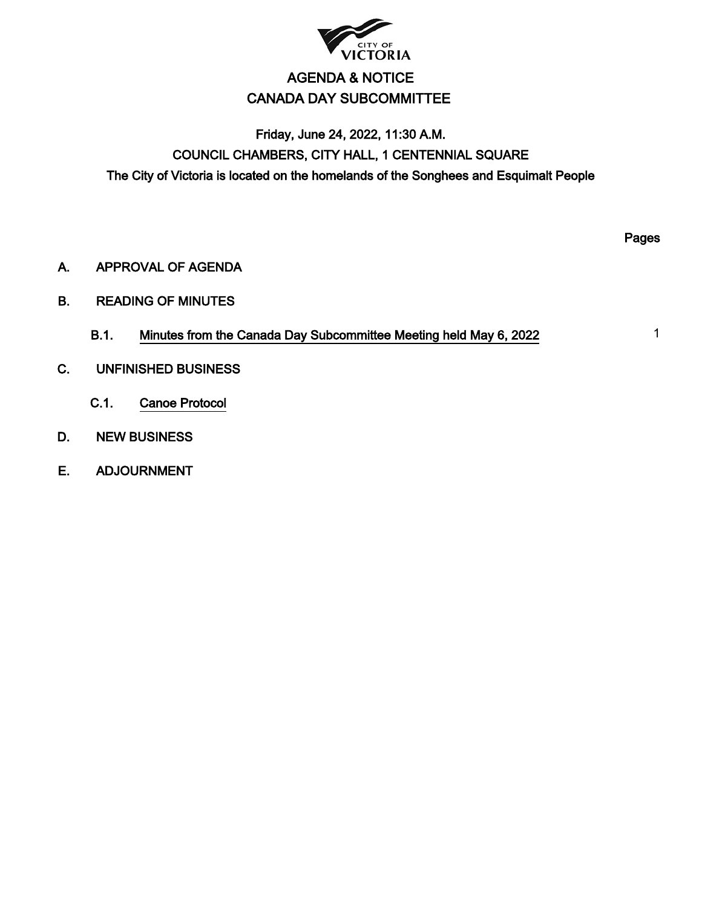CITY OF VICTORIA

# AGENDA & NOTICE
# CANADA DAY SUBCOMMITTEE

**Friday, June 24, 2022, 11:30 A.M.**
**COUNCIL CHAMBERS, CITY HALL, 1 CENTENNIAL SQUARE**
**The City of Victoria is located on the homelands of the Songhees and Esquimalt People**

| | | Pages |
|---|---|---|
| **A.** | **APPROVAL OF AGENDA** | |
| **B.** | **READING OF MINUTES** | |
| **B.1.** | **Minutes from the Canada Day Subcommittee Meeting held May 6, 2022** | 1 |
| **C.** | **UNFINISHED BUSINESS** | |
| **C.1.** | **Canoe Protocol** | |
| **D.** | **NEW BUSINESS** | |
| **E.** | **ADJOURNMENT** | |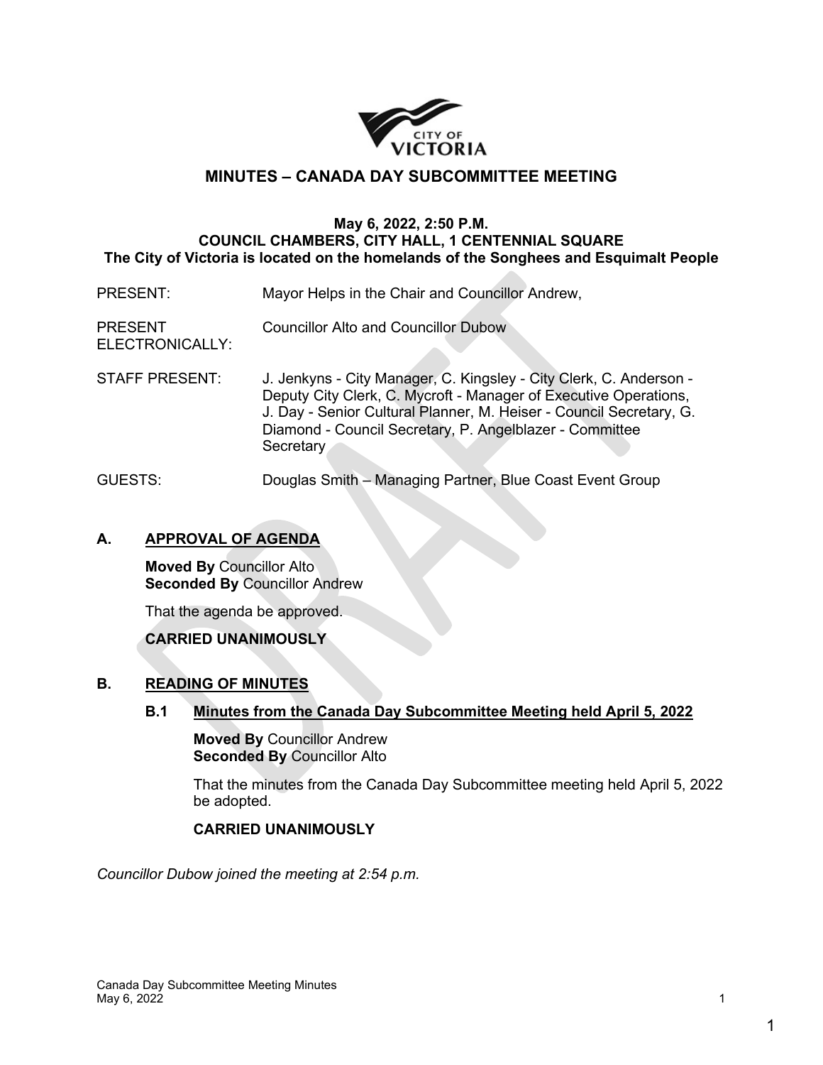# MINUTES – CANADA DAY SUBCOMMITTEE MEETING

**May 6, 2022, 2:50 P.M.**
**COUNCIL CHAMBERS, CITY HALL, 1 CENTENNIAL SQUARE**
**The City of Victoria is located on the homelands of the Songhees and Esquimalt People**

| | |
|---|---|
| PRESENT: | Mayor Helps in the Chair and Councillor Andrew, |
| PRESENT ELECTRONICALLY: | Councillor Alto and Councillor Dubow |
| STAFF PRESENT: | J. Jenkyns - City Manager, C. Kingsley - City Clerk, C. Anderson - Deputy City Clerk, C. Mycroft - Manager of Executive Operations, J. Day - Senior Cultural Planner, M. Heiser - Council Secretary, G. Diamond - Council Secretary, P. Angelblazer - Committee Secretary |
| GUESTS: | Douglas Smith – Managing Partner, Blue Coast Event Group |

## A. APPROVAL OF AGENDA

**Moved By** Councillor Alto
**Seconded By** Councillor Andrew

That the agenda be approved.

**CARRIED UNANIMOUSLY**

## B. READING OF MINUTES

### B.1 Minutes from the Canada Day Subcommittee Meeting held April 5, 2022

**Moved By** Councillor Andrew
**Seconded By** Councillor Alto

That the minutes from the Canada Day Subcommittee meeting held April 5, 2022 be adopted.

**CARRIED UNANIMOUSLY**

*Councillor Dubow joined the meeting at 2:54 p.m.*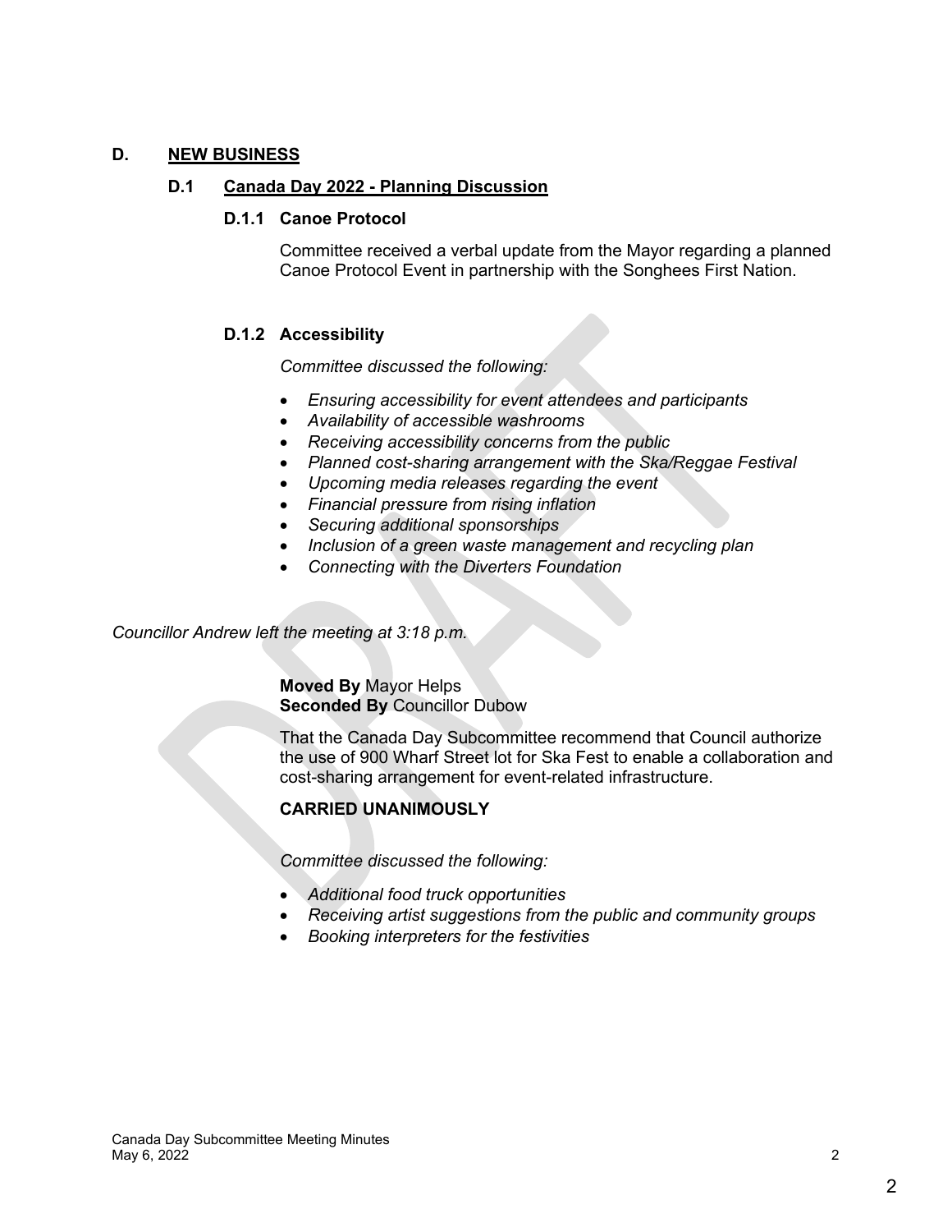## D. NEW BUSINESS

### D.1 Canada Day 2022 - Planning Discussion

#### D.1.1 Canoe Protocol

Committee received a verbal update from the Mayor regarding a planned Canoe Protocol Event in partnership with the Songhees First Nation.

#### D.1.2 Accessibility

*Committee discussed the following:*

- *Ensuring accessibility for event attendees and participants*
- *Availability of accessible washrooms*
- *Receiving accessibility concerns from the public*
- *Planned cost-sharing arrangement with the Ska/Reggae Festival*
- *Upcoming media releases regarding the event*
- *Financial pressure from rising inflation*
- *Securing additional sponsorships*
- *Inclusion of a green waste management and recycling plan*
- *Connecting with the Diverters Foundation*

*Councillor Andrew left the meeting at 3:18 p.m.*

**Moved By** Mayor Helps
**Seconded By** Councillor Dubow

That the Canada Day Subcommittee recommend that Council authorize the use of 900 Wharf Street lot for Ska Fest to enable a collaboration and cost-sharing arrangement for event-related infrastructure.

**CARRIED UNANIMOUSLY**

*Committee discussed the following:*

- *Additional food truck opportunities*
- *Receiving artist suggestions from the public and community groups*
- *Booking interpreters for the festivities*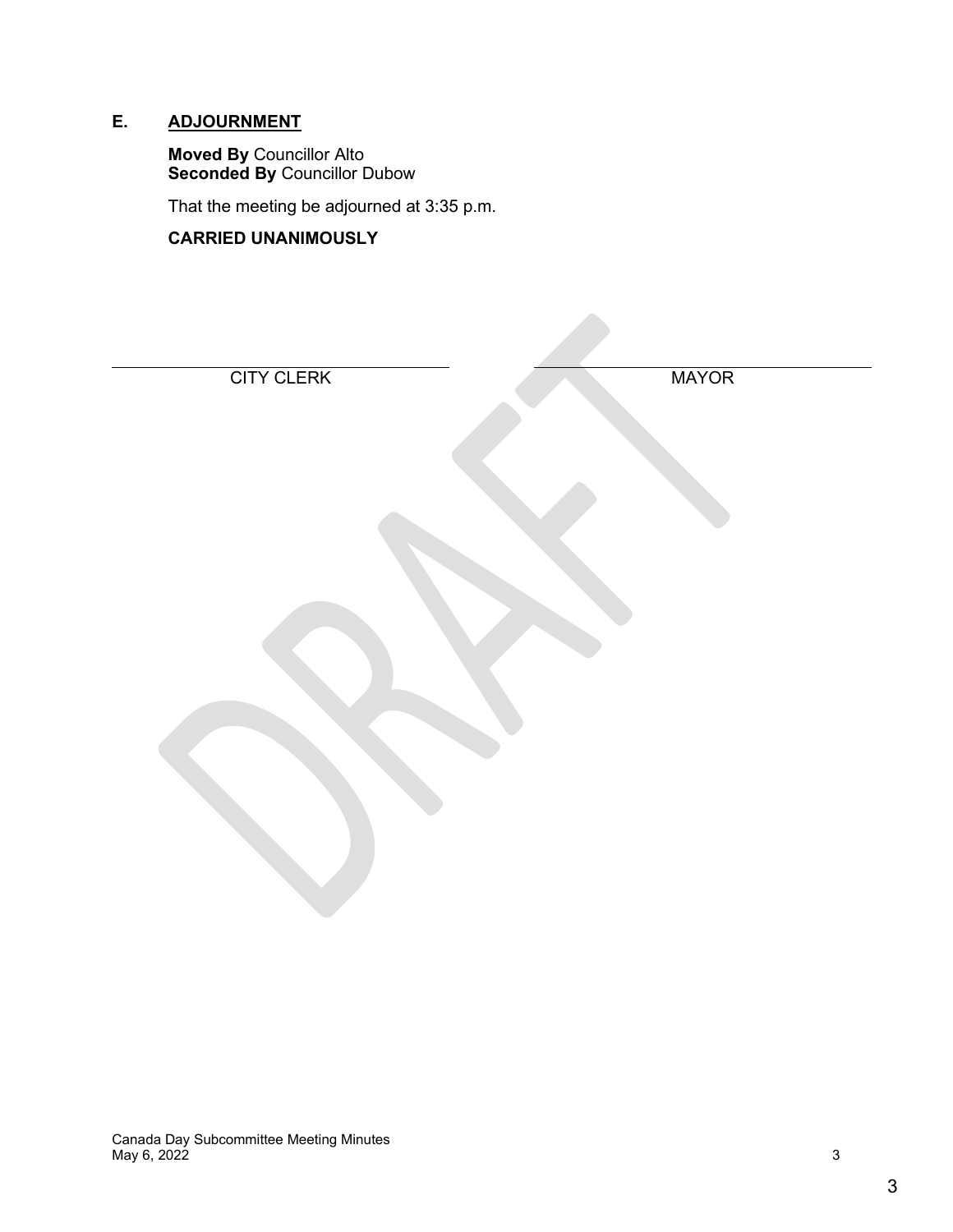## E. ADJOURNMENT

**Moved By** Councillor Alto
**Seconded By** Councillor Dubow

That the meeting be adjourned at 3:35 p.m.

**CARRIED UNANIMOUSLY**

| | |
|---|---|
| CITY CLERK | MAYOR |